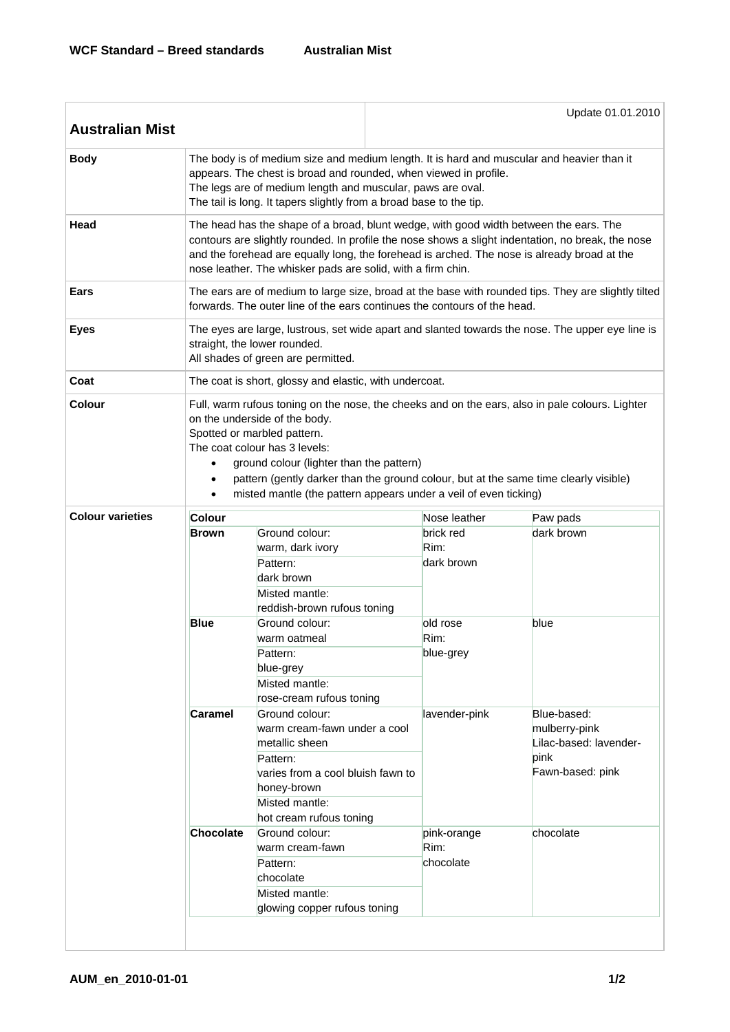# Australian Mist

Update 01.01.2010

**Body**

The body is of medium size and medium length. It is hard and muscular and heavier than it appears. The chest is broad and rounded, when viewed in profile.
The legs are of medium length and muscular, paws are oval.
The tail is long. It tapers slightly from a broad base to the tip.

**Head**

The head has the shape of a broad, blunt wedge, with good width between the ears. The contours are slightly rounded. In profile the nose shows a slight indentation, no break, the nose and the forehead are equally long, the forehead is arched. The nose is already broad at the nose leather. The whisker pads are solid, with a firm chin.

**Ears**

The ears are of medium to large size, broad at the base with rounded tips. They are slightly tilted forwards. The outer line of the ears continues the contours of the head.

**Eyes**

The eyes are large, lustrous, set wide apart and slanted towards the nose. The upper eye line is straight, the lower rounded.
All shades of green are permitted.

**Coat**

The coat is short, glossy and elastic, with undercoat.

**Colour**

Full, warm rufous toning on the nose, the cheeks and on the ears, also in pale colours. Lighter on the underside of the body.
Spotted or marbled pattern.
The coat colour has 3 levels:

- ground colour (lighter than the pattern)
- pattern (gently darker than the ground colour, but at the same time clearly visible)
- misted mantle (the pattern appears under a veil of even ticking)

**Colour varieties**

| Colour | | Nose leather | Paw pads |
|---|---|---|---|
| **Brown** | Ground colour: warm, dark ivory<br>Pattern: dark brown<br>Misted mantle: reddish-brown rufous toning | brick red<br>Rim: dark brown | dark brown |
| **Blue** | Ground colour: warm oatmeal<br>Pattern: blue-grey<br>Misted mantle: rose-cream rufous toning | old rose<br>Rim: blue-grey | blue |
| **Caramel** | Ground colour: warm cream-fawn under a cool metallic sheen<br>Pattern: varies from a cool bluish fawn to honey-brown<br>Misted mantle: hot cream rufous toning | lavender-pink | Blue-based: mulberry-pink<br>Lilac-based: lavender-pink<br>Fawn-based: pink |
| **Chocolate** | Ground colour: warm cream-fawn<br>Pattern: chocolate<br>Misted mantle: glowing copper rufous toning | pink-orange<br>Rim: chocolate | chocolate |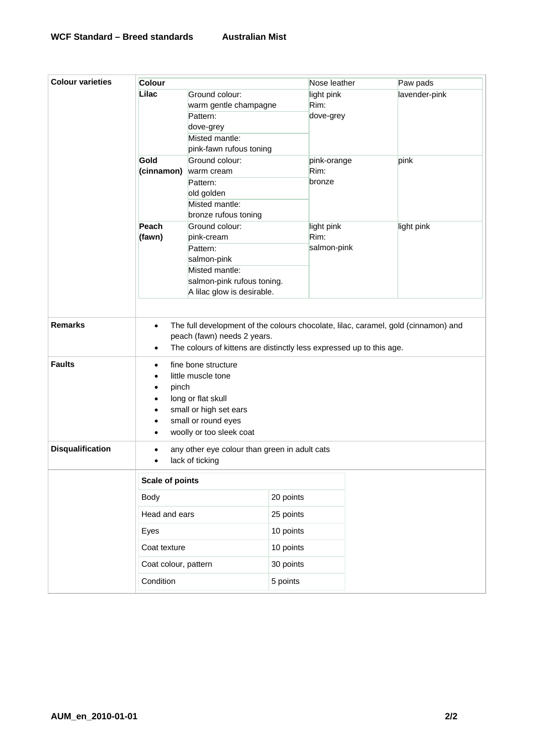| | | | | |
|---|---|---|---|---|
| **Colour varieties** | **Colour** | | Nose leather | Paw pads |
| | **Lilac** | Ground colour: warm gentle champagne<br>Pattern: dove-grey<br>Misted mantle: pink-fawn rufous toning | light pink<br>Rim: dove-grey | lavender-pink |
| | **Gold (cinnamon)** | Ground colour: warm cream<br>Pattern: old golden<br>Misted mantle: bronze rufous toning | pink-orange<br>Rim: bronze | pink |
| | **Peach (fawn)** | Ground colour: pink-cream<br>Pattern: salmon-pink<br>Misted mantle: salmon-pink rufous toning. A lilac glow is desirable. | light pink<br>Rim: salmon-pink | light pink |

**Remarks**

- The full development of the colours chocolate, lilac, caramel, gold (cinnamon) and peach (fawn) needs 2 years.
- The colours of kittens are distinctly less expressed up to this age.

**Faults**

- fine bone structure
- little muscle tone
- pinch
- long or flat skull
- small or high set ears
- small or round eyes
- woolly or too sleek coat

**Disqualification**

- any other eye colour than green in adult cats
- lack of ticking

| **Scale of points** | |
|---|---|
| Body | 20 points |
| Head and ears | 25 points |
| Eyes | 10 points |
| Coat texture | 10 points |
| Coat colour, pattern | 30 points |
| Condition | 5 points |